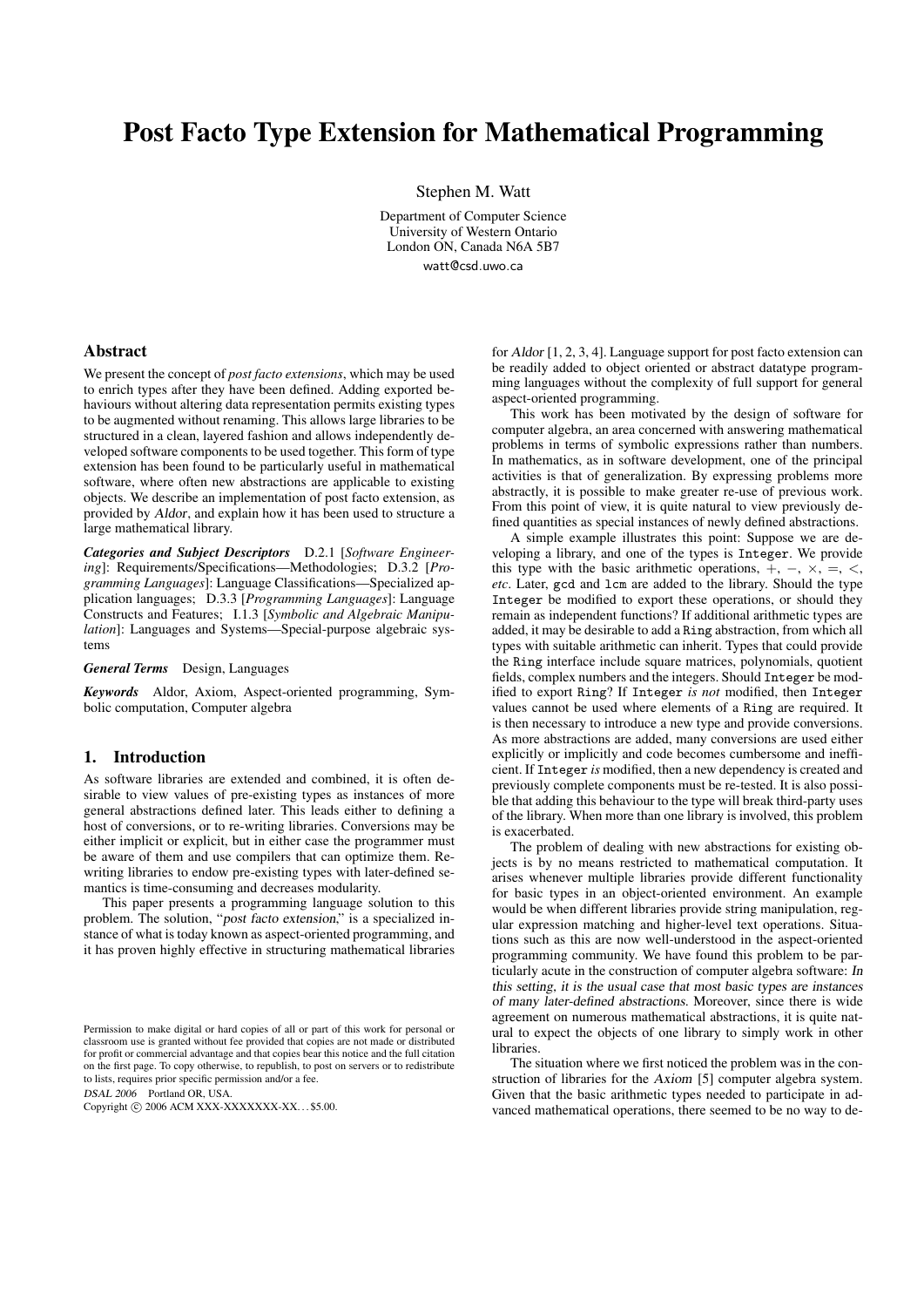# Post Facto Type Extension for Mathematical Programming

Stephen M. Watt

Department of Computer Science
University of Western Ontario
London ON, Canada N6A 5B7
watt@csd.uwo.ca

## Abstract

We present the concept of *post facto extensions*, which may be used to enrich types after they have been defined. Adding exported behaviours without altering data representation permits existing types to be augmented without renaming. This allows large libraries to be structured in a clean, layered fashion and allows independently developed software components to be used together. This form of type extension has been found to be particularly useful in mathematical software, where often new abstractions are applicable to existing objects. We describe an implementation of post facto extension, as provided by *Aldor*, and explain how it has been used to structure a large mathematical library.

***Categories and Subject Descriptors*** D.2.1 [*Software Engineering*]: Requirements/Specifications—Methodologies; D.3.2 [*Programming Languages*]: Language Classifications—Specialized application languages; D.3.3 [*Programming Languages*]: Language Constructs and Features; I.1.3 [*Symbolic and Algebraic Manipulation*]: Languages and Systems—Special-purpose algebraic systems

***General Terms*** Design, Languages

***Keywords*** Aldor, Axiom, Aspect-oriented programming, Symbolic computation, Computer algebra

## 1. Introduction

As software libraries are extended and combined, it is often desirable to view values of pre-existing types as instances of more general abstractions defined later. This leads either to defining a host of conversions, or to re-writing libraries. Conversions may be either implicit or explicit, but in either case the programmer must be aware of them and use compilers that can optimize them. Re-writing libraries to endow pre-existing types with later-defined semantics is time-consuming and decreases modularity.

This paper presents a programming language solution to this problem. The solution, "*post facto extension*," is a specialized instance of what is today known as aspect-oriented programming, and it has proven highly effective in structuring mathematical libraries for *Aldor* [1, 2, 3, 4]. Language support for post facto extension can be readily added to object oriented or abstract datatype programming languages without the complexity of full support for general aspect-oriented programming.

This work has been motivated by the design of software for computer algebra, an area concerned with answering mathematical problems in terms of symbolic expressions rather than numbers. In mathematics, as in software development, one of the principal activities is that of generalization. By expressing problems more abstractly, it is possible to make greater re-use of previous work. From this point of view, it is quite natural to view previously defined quantities as special instances of newly defined abstractions.

A simple example illustrates this point: Suppose we are developing a library, and one of the types is `Integer`. We provide this type with the basic arithmetic operations, $+$, $-$, $\times$, $=$, $<$, *etc*. Later, `gcd` and `lcm` are added to the library. Should the type `Integer` be modified to export these operations, or should they remain as independent functions? If additional arithmetic types are added, it may be desirable to add a `Ring` abstraction, from which all types with suitable arithmetic can inherit. Types that could provide the `Ring` interface include square matrices, polynomials, quotient fields, complex numbers and the integers. Should `Integer` be modified to export `Ring`? If `Integer` *is not* modified, then `Integer` values cannot be used where elements of a `Ring` are required. It is then necessary to introduce a new type and provide conversions. As more abstractions are added, many conversions are used either explicitly or implicitly and code becomes cumbersome and inefficient. If `Integer` *is* modified, then a new dependency is created and previously complete components must be re-tested. It is also possible that adding this behaviour to the type will break third-party uses of the library. When more than one library is involved, this problem is exacerbated.

The problem of dealing with new abstractions for existing objects is by no means restricted to mathematical computation. It arises whenever multiple libraries provide different functionality for basic types in an object-oriented environment. An example would be when different libraries provide string manipulation, regular expression matching and higher-level text operations. Situations such as this are now well-understood in the aspect-oriented programming community. We have found this problem to be particularly acute in the construction of computer algebra software: *In this setting, it is the usual case that most basic types are instances of many later-defined abstractions.* Moreover, since there is wide agreement on numerous mathematical abstractions, it is quite natural to expect the objects of one library to simply work in other libraries.

The situation where we first noticed the problem was in the construction of libraries for the *Axiom* [5] computer algebra system. Given that the basic arithmetic types needed to participate in advanced mathematical operations, there seemed to be no way to de-

Permission to make digital or hard copies of all or part of this work for personal or classroom use is granted without fee provided that copies are not made or distributed for profit or commercial advantage and that copies bear this notice and the full citation on the first page. To copy otherwise, to republish, to post on servers or to redistribute to lists, requires prior specific permission and/or a fee.

*DSAL 2006* Portland OR, USA.
Copyright © 2006 ACM XXX-XXXXXXX-XX. . . $5.00.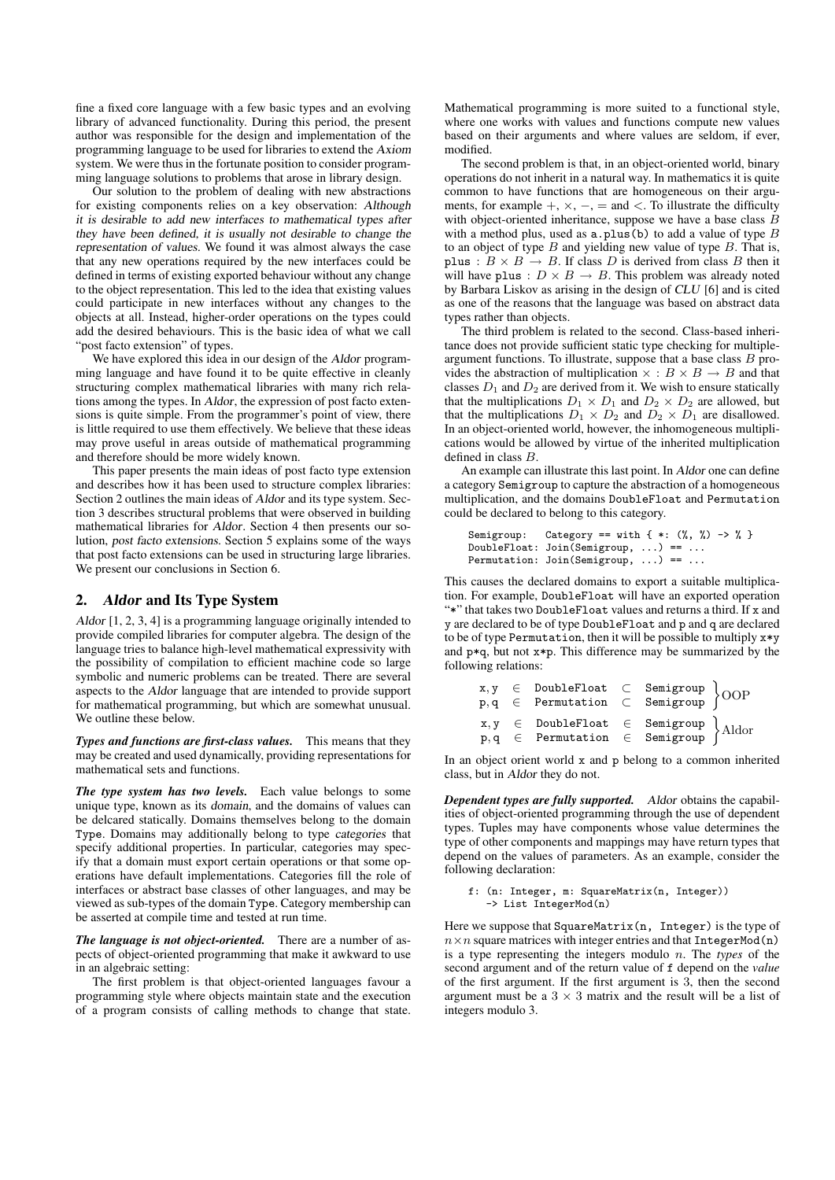fine a fixed core language with a few basic types and an evolving library of advanced functionality. During this period, the present author was responsible for the design and implementation of the programming language to be used for libraries to extend the *Axiom* system. We were thus in the fortunate position to consider programming language solutions to problems that arose in library design.

Our solution to the problem of dealing with new abstractions for existing components relies on a key observation: *Although it is desirable to add new interfaces to mathematical types after they have been defined, it is usually not desirable to change the representation of values.* We found it was almost always the case that any new operations required by the new interfaces could be defined in terms of existing exported behaviour without any change to the object representation. This led to the idea that existing values could participate in new interfaces without any changes to the objects at all. Instead, higher-order operations on the types could add the desired behaviours. This is the basic idea of what we call "post facto extension" of types.

We have explored this idea in our design of the *Aldor* programming language and have found it to be quite effective in cleanly structuring complex mathematical libraries with many rich relations among the types. In *Aldor*, the expression of post facto extensions is quite simple. From the programmer's point of view, there is little required to use them effectively. We believe that these ideas may prove useful in areas outside of mathematical programming and therefore should be more widely known.

This paper presents the main ideas of post facto type extension and describes how it has been used to structure complex libraries: Section 2 outlines the main ideas of *Aldor* and its type system. Section 3 describes structural problems that were observed in building mathematical libraries for *Aldor*. Section 4 then presents our solution, *post facto extensions*. Section 5 explains some of the ways that post facto extensions can be used in structuring large libraries. We present our conclusions in Section 6.

## 2. *Aldor* and Its Type System

*Aldor* [1, 2, 3, 4] is a programming language originally intended to provide compiled libraries for computer algebra. The design of the language tries to balance high-level mathematical expressivity with the possibility of compilation to efficient machine code so large symbolic and numeric problems can be treated. There are several aspects to the *Aldor* language that are intended to provide support for mathematical programming, but which are somewhat unusual. We outline these below.

***Types and functions are first-class values.*** This means that they may be created and used dynamically, providing representations for mathematical sets and functions.

***The type system has two levels.*** Each value belongs to some unique type, known as its *domain*, and the domains of values can be delcared statically. Domains themselves belong to the domain Type. Domains may additionally belong to type *categories* that specify additional properties. In particular, categories may specify that a domain must export certain operations or that some operations have default implementations. Categories fill the role of interfaces or abstract base classes of other languages, and may be viewed as sub-types of the domain Type. Category membership can be asserted at compile time and tested at run time.

***The language is not object-oriented.*** There are a number of aspects of object-oriented programming that make it awkward to use in an algebraic setting:

The first problem is that object-oriented languages favour a programming style where objects maintain state and the execution of a program consists of calling methods to change that state. Mathematical programming is more suited to a functional style, where one works with values and functions compute new values based on their arguments and where values are seldom, if ever, modified.

The second problem is that, in an object-oriented world, binary operations do not inherit in a natural way. In mathematics it is quite common to have functions that are homogeneous on their arguments, for example $+$, $\times$, $-$, $=$ and $<$. To illustrate the difficulty with object-oriented inheritance, suppose we have a base class $B$ with a method plus, used as `a.plus(b)` to add a value of type $B$ to an object of type $B$ and yielding new value of type $B$. That is, $\texttt{plus} : B \times B \to B$. If class $D$ is derived from class $B$ then it will have $\texttt{plus} : D \times B \to B$. This problem was already noted by Barbara Liskov as arising in the design of *CLU* [6] and is cited as one of the reasons that the language was based on abstract data types rather than objects.

The third problem is related to the second. Class-based inheritance does not provide sufficient static type checking for multiple-argument functions. To illustrate, suppose that a base class $B$ provides the abstraction of multiplication $\times : B \times B \to B$ and that classes $D_1$ and $D_2$ are derived from it. We wish to ensure statically that the multiplications $D_1 \times D_1$ and $D_2 \times D_2$ are allowed, but that the multiplications $D_1 \times D_2$ and $D_2 \times D_1$ are disallowed. In an object-oriented world, however, the inhomogeneous multiplications would be allowed by virtue of the inherited multiplication defined in class $B$.

An example can illustrate this last point. In *Aldor* one can define a category Semigroup to capture the abstraction of a homogeneous multiplication, and the domains DoubleFloat and Permutation could be declared to belong to this category.

```
Semigroup:   Category == with { *: (%, %) -> % }
DoubleFloat: Join(Semigroup, ...) == ...
Permutation: Join(Semigroup, ...) == ...
```

This causes the declared domains to export a suitable multiplication. For example, DoubleFloat will have an exported operation "*" that takes two DoubleFloat values and returns a third. If x and y are declared to be of type DoubleFloat and p and q are declared to be of type Permutation, then it will be possible to multiply x*y and p*q, but not x*p. This difference may be summarized by the following relations:

$$\left.\begin{array}{lcl} \texttt{x,y} \in \texttt{DoubleFloat} \subset \texttt{Semigroup} \\ \texttt{p,q} \in \texttt{Permutation} \subset \texttt{Semigroup} \end{array}\right\}\text{OOP}$$

$$\left.\begin{array}{lcl} \texttt{x,y} \in \texttt{DoubleFloat} \in \texttt{Semigroup} \\ \texttt{p,q} \in \texttt{Permutation} \in \texttt{Semigroup} \end{array}\right\}\text{Aldor}$$

In an object orient world x and p belong to a common inherited class, but in *Aldor* they do not.

***Dependent types are fully supported.*** *Aldor* obtains the capabilities of object-oriented programming through the use of dependent types. Tuples may have components whose value determines the type of other components and mappings may have return types that depend on the values of parameters. As an example, consider the following declaration:

```
f: (n: Integer, m: SquareMatrix(n, Integer))
   -> List IntegerMod(n)
```

Here we suppose that SquareMatrix(n, Integer) is the type of $n \times n$ square matrices with integer entries and that IntegerMod(n) is a type representing the integers modulo $n$. The *types* of the second argument and of the return value of f depend on the *value* of the first argument. If the first argument is 3, then the second argument must be a $3 \times 3$ matrix and the result will be a list of integers modulo 3.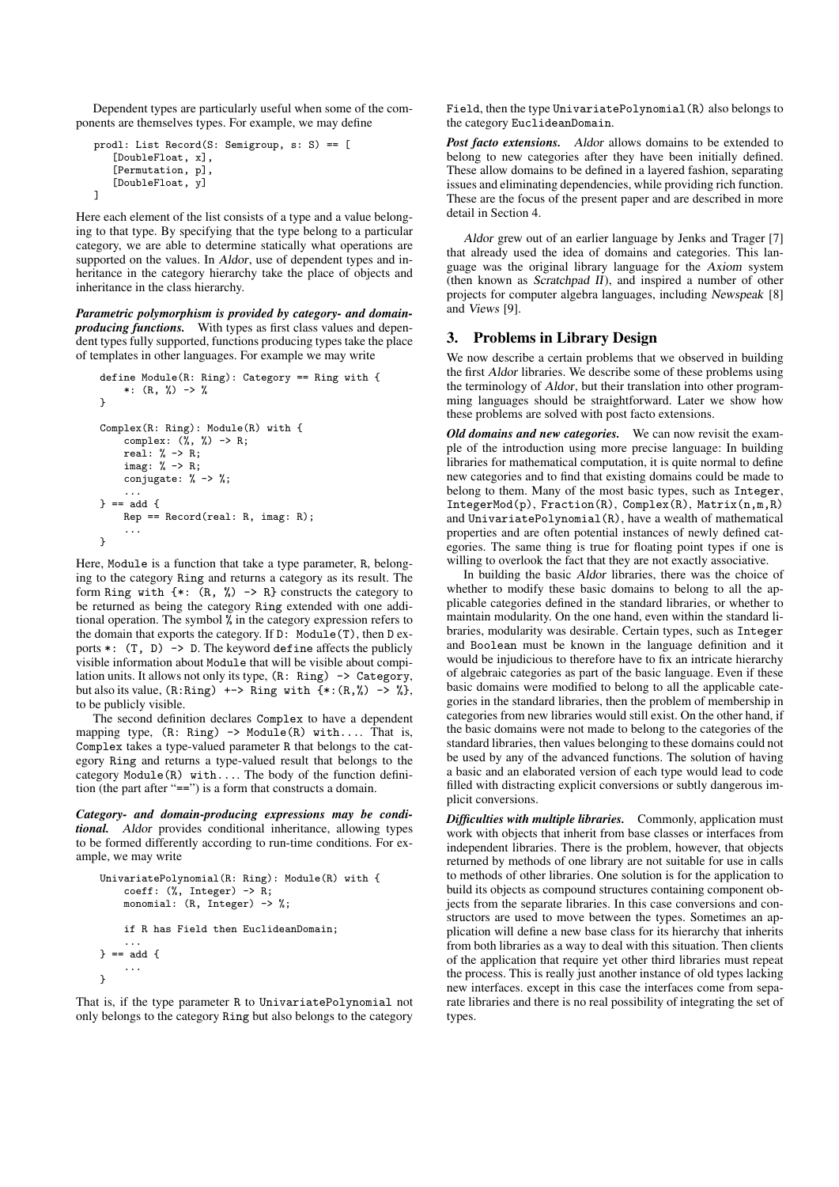Dependent types are particularly useful when some of the components are themselves types. For example, we may define

```
prodl: List Record(S: Semigroup, s: S) == [
    [DoubleFloat, x],
    [Permutation, p],
    [DoubleFloat, y]
]
```

Here each element of the list consists of a type and a value belonging to that type. By specifying that the type belong to a particular category, we are able to determine statically what operations are supported on the values. In *Aldor*, use of dependent types and inheritance in the category hierarchy take the place of objects and inheritance in the class hierarchy.

***Parametric polymorphism is provided by category- and domain-producing functions.*** With types as first class values and dependent types fully supported, functions producing types take the place of templates in other languages. For example we may write

```
define Module(R: Ring): Category == Ring with {
    *: (R, %) -> %
}

Complex(R: Ring): Module(R) with {
    complex: (%, %) -> R;
    real: % -> R;
    imag: % -> R;
    conjugate: % -> %;
    ...
} == add {
    Rep == Record(real: R, imag: R);
    ...
}
```

Here, `Module` is a function that take a type parameter, `R`, belonging to the category `Ring` and returns a category as its result. The form `Ring with {*: (R, %) -> R}` constructs the category to be returned as being the category `Ring` extended with one additional operation. The symbol `%` in the category expression refers to the domain that exports the category. If `D: Module(T)`, then `D` exports `*: (T, D) -> D`. The keyword `define` affects the publicly visible information about `Module` that will be visible about compilation units. It allows not only its type, `(R: Ring) -> Category`, but also its value, `(R:Ring) +-> Ring with {*:(R,%) -> %}`, to be publicly visible.

The second definition declares `Complex` to have a dependent mapping type, `(R: Ring) -> Module(R) with...`. That is, `Complex` takes a type-valued parameter `R` that belongs to the category `Ring` and returns a type-valued result that belongs to the category `Module(R) with...`. The body of the function definition (the part after "`==`") is a form that constructs a domain.

***Category- and domain-producing expressions may be conditional.*** *Aldor* provides conditional inheritance, allowing types to be formed differently according to run-time conditions. For example, we may write

```
UnivariatePolynomial(R: Ring): Module(R) with {
    coeff: (%, Integer) -> R;
    monomial: (R, Integer) -> %;

    if R has Field then EuclideanDomain;
    ...
} == add {
    ...
}
```

That is, if the type parameter `R` to `UnivariatePolynomial` not only belongs to the category `Ring` but also belongs to the category `Field`, then the type `UnivariatePolynomial(R)` also belongs to the category `EuclideanDomain`.

***Post facto extensions.*** *Aldor* allows domains to be extended to belong to new categories after they have been initially defined. These allow domains to be defined in a layered fashion, separating issues and eliminating dependencies, while providing rich function. These are the focus of the present paper and are described in more detail in Section 4.

*Aldor* grew out of an earlier language by Jenks and Trager [7] that already used the idea of domains and categories. This language was the original library language for the *Axiom* system (then known as *Scratchpad II*), and inspired a number of other projects for computer algebra languages, including *Newspeak* [8] and *Views* [9].

## 3. Problems in Library Design

We now describe a certain problems that we observed in building the first *Aldor* libraries. We describe some of these problems using the terminology of *Aldor*, but their translation into other programming languages should be straightforward. Later we show how these problems are solved with post facto extensions.

***Old domains and new categories.*** We can now revisit the example of the introduction using more precise language: In building libraries for mathematical computation, it is quite normal to define new categories and to find that existing domains could be made to belong to them. Many of the most basic types, such as `Integer`, `IntegerMod(p)`, `Fraction(R)`, `Complex(R)`, `Matrix(n,m,R)` and `UnivariatePolynomial(R)`, have a wealth of mathematical properties and are often potential instances of newly defined categories. The same thing is true for floating point types if one is willing to overlook the fact that they are not exactly associative.

In building the basic *Aldor* libraries, there was the choice of whether to modify these basic domains to belong to all the applicable categories defined in the standard libraries, or whether to maintain modularity. On the one hand, even within the standard libraries, modularity was desirable. Certain types, such as `Integer` and `Boolean` must be known in the language definition and it would be injudicious to therefore have to fix an intricate hierarchy of algebraic categories as part of the basic language. Even if these basic domains were modified to belong to all the applicable categories in the standard libraries, then the problem of membership in categories from new libraries would still exist. On the other hand, if the basic domains were not made to belong to the categories of the standard libraries, then values belonging to these domains could not be used by any of the advanced functions. The solution of having a basic and an elaborated version of each type would lead to code filled with distracting explicit conversions or subtly dangerous implicit conversions.

***Difficulties with multiple libraries.*** Commonly, application must work with objects that inherit from base classes or interfaces from independent libraries. There is the problem, however, that objects returned by methods of one library are not suitable for use in calls to methods of other libraries. One solution is for the application to build its objects as compound structures containing component objects from the separate libraries. In this case conversions and constructors are used to move between the types. Sometimes an application will define a new base class for its hierarchy that inherits from both libraries as a way to deal with this situation. Then clients of the application that require yet other third libraries must repeat the process. This is really just another instance of old types lacking new interfaces. except in this case the interfaces come from separate libraries and there is no real possibility of integrating the set of types.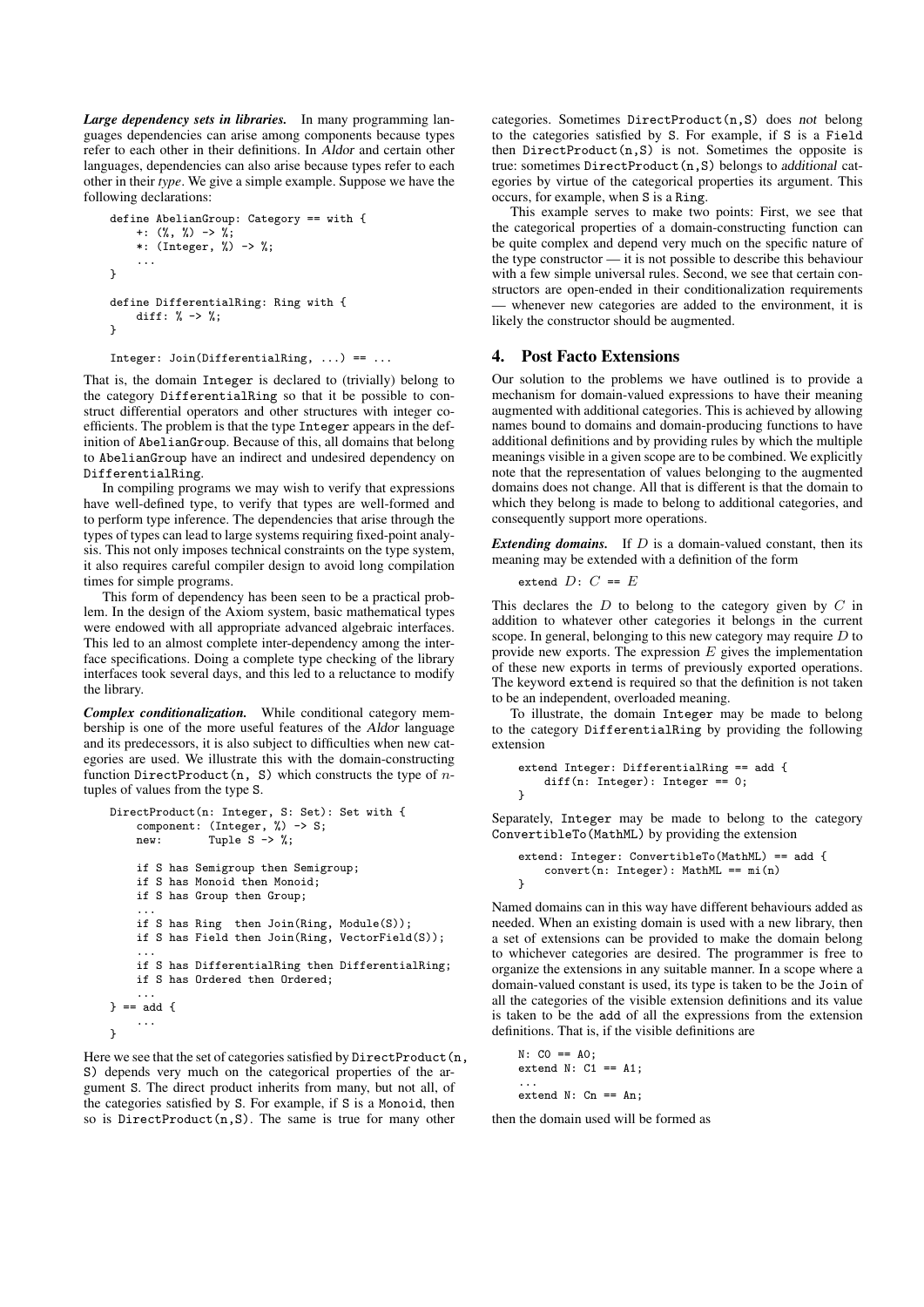***Large dependency sets in libraries.*** In many programming languages dependencies can arise among components because types refer to each other in their definitions. In *Aldor* and certain other languages, dependencies can also arise because types refer to each other in their *type*. We give a simple example. Suppose we have the following declarations:

```
define AbelianGroup: Category == with {
    +: (%, %) -> %;
    *: (Integer, %) -> %;
    ...
}

define DifferentialRing: Ring with {
    diff: % -> %;
}

Integer: Join(DifferentialRing, ...) == ...
```

That is, the domain Integer is declared to (trivially) belong to the category DifferentialRing so that it be possible to construct differential operators and other structures with integer coefficients. The problem is that the type Integer appears in the definition of AbelianGroup. Because of this, all domains that belong to AbelianGroup have an indirect and undesired dependency on DifferentialRing.

In compiling programs we may wish to verify that expressions have well-defined type, to verify that types are well-formed and to perform type inference. The dependencies that arise through the types of types can lead to large systems requiring fixed-point analysis. This not only imposes technical constraints on the type system, it also requires careful compiler design to avoid long compilation times for simple programs.

This form of dependency has been seen to be a practical problem. In the design of the Axiom system, basic mathematical types were endowed with all appropriate advanced algebraic interfaces. This led to an almost complete inter-dependency among the interface specifications. Doing a complete type checking of the library interfaces took several days, and this led to a reluctance to modify the library.

***Complex conditionalization.*** While conditional category membership is one of the more useful features of the *Aldor* language and its predecessors, it is also subject to difficulties when new categories are used. We illustrate this with the domain-constructing function DirectProduct(n, S) which constructs the type of $n$-tuples of values from the type S.

```
DirectProduct(n: Integer, S: Set): Set with {
    component: (Integer, %) -> S;
    new:       Tuple S -> %;

    if S has Semigroup then Semigroup;
    if S has Monoid then Monoid;
    if S has Group then Group;
    ...
    if S has Ring  then Join(Ring, Module(S));
    if S has Field then Join(Ring, VectorField(S));
    ...
    if S has DifferentialRing then DifferentialRing;
    if S has Ordered then Ordered;
    ...
} == add {
    ...
}
```

Here we see that the set of categories satisfied by DirectProduct(n, S) depends very much on the categorical properties of the argument S. The direct product inherits from many, but not all, of the categories satisfied by S. For example, if S is a Monoid, then so is DirectProduct(n,S). The same is true for many other categories. Sometimes DirectProduct(n,S) does *not* belong to the categories satisfied by S. For example, if S is a Field then DirectProduct(n,S) is not. Sometimes the opposite is true: sometimes DirectProduct(n,S) belongs to *additional* categories by virtue of the categorical properties its argument. This occurs, for example, when S is a Ring.

This example serves to make two points: First, we see that the categorical properties of a domain-constructing function can be quite complex and depend very much on the specific nature of the type constructor — it is not possible to describe this behaviour with a few simple universal rules. Second, we see that certain constructors are open-ended in their conditionalization requirements — whenever new categories are added to the environment, it is likely the constructor should be augmented.

## 4. Post Facto Extensions

Our solution to the problems we have outlined is to provide a mechanism for domain-valued expressions to have their meaning augmented with additional categories. This is achieved by allowing names bound to domains and domain-producing functions to have additional definitions and by providing rules by which the multiple meanings visible in a given scope are to be combined. We explicitly note that the representation of values belonging to the augmented domains does not change. All that is different is that the domain to which they belong is made to belong to additional categories, and consequently support more operations.

***Extending domains.*** If $D$ is a domain-valued constant, then its meaning may be extended with a definition of the form

extend $D$: $C$ == $E$

This declares the $D$ to belong to the category given by $C$ in addition to whatever other categories it belongs in the current scope. In general, belonging to this new category may require $D$ to provide new exports. The expression $E$ gives the implementation of these new exports in terms of previously exported operations. The keyword extend is required so that the definition is not taken to be an independent, overloaded meaning.

To illustrate, the domain Integer may be made to belong to the category DifferentialRing by providing the following extension

```
extend Integer: DifferentialRing == add {
    diff(n: Integer): Integer == 0;
}
```

Separately, Integer may be made to belong to the category ConvertibleTo(MathML) by providing the extension

```
extend: Integer: ConvertibleTo(MathML) == add {
    convert(n: Integer): MathML == mi(n)
}
```

Named domains can in this way have different behaviours added as needed. When an existing domain is used with a new library, then a set of extensions can be provided to make the domain belong to whichever categories are desired. The programmer is free to organize the extensions in any suitable manner. In a scope where a domain-valued constant is used, its type is taken to be the Join of all the categories of the visible extension definitions and its value is taken to be the add of all the expressions from the extension definitions. That is, if the visible definitions are

```
N: C0 == A0;
extend N: C1 == A1;
...
extend N: Cn == An;
```

then the domain used will be formed as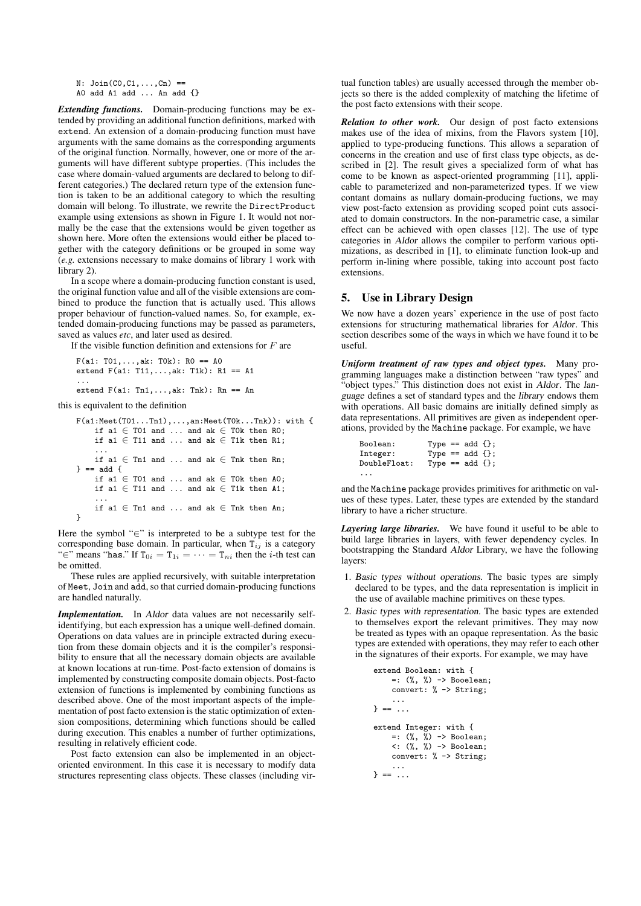```
N: Join(C0,C1,...,Cn) ==
A0 add A1 add ... An add {}
```

***Extending functions.*** Domain-producing functions may be extended by providing an additional function definitions, marked with `extend`. An extension of a domain-producing function must have arguments with the same domains as the corresponding arguments of the original function. Normally, however, one or more of the arguments will have different subtype properties. (This includes the case where domain-valued arguments are declared to belong to different categories.) The declared return type of the extension function is taken to be an additional category to which the resulting domain will belong. To illustrate, we rewrite the `DirectProduct` example using extensions as shown in Figure 1. It would not normally be the case that the extensions would be given together as shown here. More often the extensions would either be placed together with the category definitions or be grouped in some way (*e.g.* extensions necessary to make domains of library 1 work with library 2).

In a scope where a domain-producing function constant is used, the original function value and all of the visible extensions are combined to produce the function that is actually used. This allows proper behaviour of function-valued names. So, for example, extended domain-producing functions may be passed as parameters, saved as values *etc*, and later used as desired.

If the visible function definition and extensions for $F$ are

```
F(a1: T01,...,ak: T0k): R0 == A0
extend F(a1: T11,...,ak: T1k): R1 == A1
...
extend F(a1: Tn1,...,ak: Tnk): Rn == An
```

this is equivalent to the definition

```
F(a1:Meet(T01...Tn1),...,an:Meet(T0k...Tnk)): with {
    if a1 ∈ T01 and ... and ak ∈ T0k then R0;
    if a1 ∈ T11 and ... and ak ∈ T1k then R1;
    ...
    if a1 ∈ Tn1 and ... and ak ∈ Tnk then Rn;
} == add {
    if a1 ∈ T01 and ... and ak ∈ T0k then A0;
    if a1 ∈ T11 and ... and ak ∈ T1k then A1;
    ...
    if a1 ∈ Tn1 and ... and ak ∈ Tnk then An;
}
```

Here the symbol "∈" is interpreted to be a subtype test for the corresponding base domain. In particular, when $\mathtt{T}_{ij}$ is a category "∈" means "`has`." If $\mathtt{T}_{0i} = \mathtt{T}_{1i} = \cdots = \mathtt{T}_{ni}$ then the $i$-th test can be omitted.

These rules are applied recursively, with suitable interpretation of `Meet`, `Join` and `add`, so that curried domain-producing functions are handled naturally.

***Implementation.*** In *Aldor* data values are not necessarily self-identifying, but each expression has a unique well-defined domain. Operations on data values are in principle extracted during execution from these domain objects and it is the compiler's responsibility to ensure that all the necessary domain objects are available at known locations at run-time. Post-facto extension of domains is implemented by constructing composite domain objects. Post-facto extension of functions is implemented by combining functions as described above. One of the most important aspects of the implementation of post facto extension is the static optimization of extension compositions, determining which functions should be called during execution. This enables a number of further optimizations, resulting in relatively efficient code.

Post facto extension can also be implemented in an object-oriented environment. In this case it is necessary to modify data structures representing class objects. These classes (including virtual function tables) are usually accessed through the member objects so there is the added complexity of matching the lifetime of the post facto extensions with their scope.

***Relation to other work.*** Our design of post facto extensions makes use of the idea of mixins, from the Flavors system [10], applied to type-producing functions. This allows a separation of concerns in the creation and use of first class type objects, as described in [2]. The result gives a specialized form of what has come to be known as aspect-oriented programming [11], applicable to parameterized and non-parameterized types. If we view contant domains as nullary domain-producing fuctions, we may view post-facto extension as providing scoped point cuts associated to domain constructors. In the non-parametric case, a similar effect can be achieved with open classes [12]. The use of type categories in *Aldor* allows the compiler to perform various optimizations, as described in [1], to eliminate function look-up and perform in-lining where possible, taking into account post facto extensions.

## 5. Use in Library Design

We now have a dozen years' experience in the use of post facto extensions for structuring mathematical libraries for *Aldor*. This section describes some of the ways in which we have found it to be useful.

***Uniform treatment of raw types and object types.*** Many programming languages make a distinction between "raw types" and "object types." This distinction does not exist in *Aldor*. The *language* defines a set of standard types and the *library* endows them with operations. All basic domains are initially defined simply as data representations. All primitives are given as independent operations, provided by the `Machine` package. For example, we have

```
Boolean:      Type == add {};
Integer:      Type == add {};
DoubleFloat:  Type == add {};
...
```

and the `Machine` package provides primitives for arithmetic on values of these types. Later, these types are extended by the standard library to have a richer structure.

***Layering large libraries.*** We have found it useful to be able to build large libraries in layers, with fewer dependency cycles. In bootstrapping the Standard *Aldor* Library, we have the following layers:

1. *Basic types without operations.* The basic types are simply declared to be types, and the data representation is implicit in the use of available machine primitives on these types.
2. *Basic types with representation.* The basic types are extended to themselves export the relevant primitives. They may now be treated as types with an opaque representation. As the basic types are extended with operations, they may refer to each other in the signatures of their exports. For example, we may have

```
extend Boolean: with {
    =: (%, %) -> Booolean;
    convert: % -> String;
    ...
} == ...

extend Integer: with {
    =: (%, %) -> Boolean;
    <: (%, %) -> Boolean;
    convert: % -> String;
    ...
} == ...
```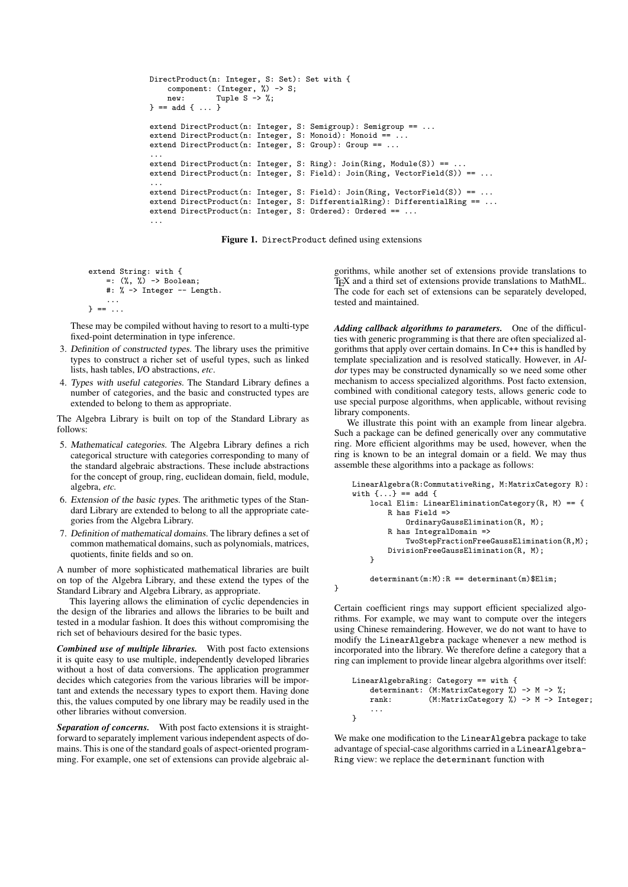```
DirectProduct(n: Integer, S: Set): Set with {
    component: (Integer, %) -> S;
    new:       Tuple S -> %;
} == add { ... }

extend DirectProduct(n: Integer, S: Semigroup): Semigroup == ...
extend DirectProduct(n: Integer, S: Monoid): Monoid == ...
extend DirectProduct(n: Integer, S: Group): Group == ...
...
extend DirectProduct(n: Integer, S: Ring): Join(Ring, Module(S)) == ...
extend DirectProduct(n: Integer, S: Field): Join(Ring, VectorField(S)) == ...
...
extend DirectProduct(n: Integer, S: Field): Join(Ring, VectorField(S)) == ...
extend DirectProduct(n: Integer, S: DifferentialRing): DifferentialRing == ...
extend DirectProduct(n: Integer, S: Ordered): Ordered == ...
...
```

**Figure 1.** DirectProduct defined using extensions

```
extend String: with {
    =: (%, %) -> Boolean;
    #: % -> Integer -- Length.
    ...
} == ...
```

These may be compiled without having to resort to a multi-type fixed-point determination in type inference.

3. *Definition of constructed types.* The library uses the primitive types to construct a richer set of useful types, such as linked lists, hash tables, I/O abstractions, *etc*.
4. *Types with useful categories.* The Standard Library defines a number of categories, and the basic and constructed types are extended to belong to them as appropriate.

The Algebra Library is built on top of the Standard Library as follows:

5. *Mathematical categories.* The Algebra Library defines a rich categorical structure with categories corresponding to many of the standard algebraic abstractions. These include abstractions for the concept of group, ring, euclidean domain, field, module, algebra, *etc.*
6. *Extension of the basic types.* The arithmetic types of the Standard Library are extended to belong to all the appropriate categories from the Algebra Library.
7. *Definition of mathematical domains.* The library defines a set of common mathematical domains, such as polynomials, matrices, quotients, finite fields and so on.

A number of more sophisticated mathematical libraries are built on top of the Algebra Library, and these extend the types of the Standard Library and Algebra Library, as appropriate.

This layering allows the elimination of cyclic dependencies in the design of the libraries and allows the libraries to be built and tested in a modular fashion. It does this without compromising the rich set of behaviours desired for the basic types.

***Combined use of multiple libraries.*** With post facto extensions it is quite easy to use multiple, independently developed libraries without a host of data conversions. The application programmer decides which categories from the various libraries will be important and extends the necessary types to export them. Having done this, the values computed by one library may be readily used in the other libraries without conversion.

***Separation of concerns.*** With post facto extensions it is straightforward to separately implement various independent aspects of domains. This is one of the standard goals of aspect-oriented programming. For example, one set of extensions can provide algebraic algorithms, while another set of extensions provide translations to TEX and a third set of extensions provide translations to MathML. The code for each set of extensions can be separately developed, tested and maintained.

***Adding callback algorithms to parameters.*** One of the difficulties with generic programming is that there are often specialized algorithms that apply over certain domains. In C++ this is handled by template specialization and is resolved statically. However, in *Aldor* types may be constructed dynamically so we need some other mechanism to access specialized algorithms. Post facto extension, combined with conditional category tests, allows generic code to use special purpose algorithms, when applicable, without revising library components.

We illustrate this point with an example from linear algebra. Such a package can be defined generically over any commutative ring. More efficient algorithms may be used, however, when the ring is known to be an integral domain or a field. We may thus assemble these algorithms into a package as follows:

```
LinearAlgebra(R:CommutativeRing, M:MatrixCategory R):
with {...} == add {
    local Elim: LinearEliminationCategory(R, M) == {
        R has Field =>
            OrdinaryGaussElimination(R, M);
        R has IntegralDomain =>
            TwoStepFractionFreeGaussElimination(R,M);
        DivisionFreeGaussElimination(R, M);
    }

    determinant(m:M):R == determinant(m)$Elim;
}
```

Certain coefficient rings may support efficient specialized algorithms. For example, we may want to compute over the integers using Chinese remaindering. However, we do not want to have to modify the LinearAlgebra package whenever a new method is incorporated into the library. We therefore define a category that a ring can implement to provide linear algebra algorithms over itself:

```
LinearAlgebraRing: Category == with {
    determinant: (M:MatrixCategory %) -> M -> %;
    rank:        (M:MatrixCategory %) -> M -> Integer;
    ...
}
```

We make one modification to the LinearAlgebra package to take advantage of special-case algorithms carried in a LinearAlgebraRing view: we replace the determinant function with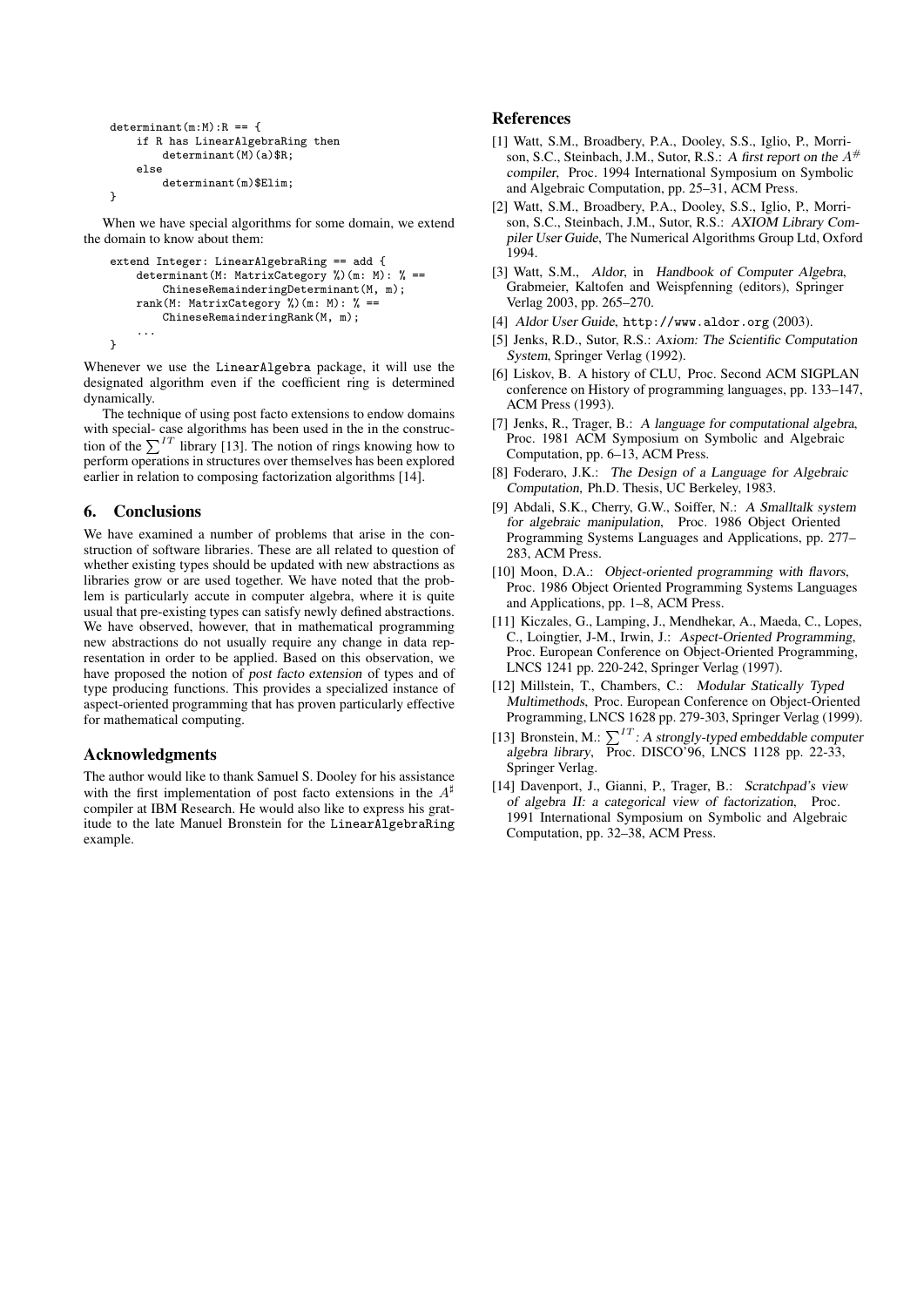```
determinant(m:M):R == {
    if R has LinearAlgebraRing then
        determinant(M)(a)$R;
    else
        determinant(m)$Elim;
}
```

When we have special algorithms for some domain, we extend the domain to know about them:

```
extend Integer: LinearAlgebraRing == add {
    determinant(M: MatrixCategory %)(m: M): % ==
        ChineseRemainderingDeterminant(M, m);
    rank(M: MatrixCategory %)(m: M): % ==
        ChineseRemainderingRank(M, m);
    ...
}
```

Whenever we use the LinearAlgebra package, it will use the designated algorithm even if the coefficient ring is determined dynamically.

The technique of using post facto extensions to endow domains with special- case algorithms has been used in the in the construction of the $\sum^{IT}$ library [13]. The notion of rings knowing how to perform operations in structures over themselves has been explored earlier in relation to composing factorization algorithms [14].

## 6. Conclusions

We have examined a number of problems that arise in the construction of software libraries. These are all related to question of whether existing types should be updated with new abstractions as libraries grow or are used together. We have noted that the problem is particularly accute in computer algebra, where it is quite usual that pre-existing types can satisfy newly defined abstractions. We have observed, however, that in mathematical programming new abstractions do not usually require any change in data representation in order to be applied. Based on this observation, we have proposed the notion of *post facto extension* of types and of type producing functions. This provides a specialized instance of aspect-oriented programming that has proven particularly effective for mathematical computing.

## Acknowledgments

The author would like to thank Samuel S. Dooley for his assistance with the first implementation of post facto extensions in the $A^\sharp$ compiler at IBM Research. He would also like to express his gratitude to the late Manuel Bronstein for the LinearAlgebraRing example.

## References

[1] Watt, S.M., Broadbery, P.A., Dooley, S.S., Iglio, P., Morrison, S.C., Steinbach, J.M., Sutor, R.S.: *A first report on the $A^\#$ compiler*, Proc. 1994 International Symposium on Symbolic and Algebraic Computation, pp. 25–31, ACM Press.

[2] Watt, S.M., Broadbery, P.A., Dooley, S.S., Iglio, P., Morrison, S.C., Steinbach, J.M., Sutor, R.S.: *AXIOM Library Compiler User Guide*, The Numerical Algorithms Group Ltd, Oxford 1994.

[3] Watt, S.M., *Aldor*, in *Handbook of Computer Algebra*, Grabmeier, Kaltofen and Weispfenning (editors), Springer Verlag 2003, pp. 265–270.

[4] *Aldor User Guide*, http://www.aldor.org (2003).

[5] Jenks, R.D., Sutor, R.S.: *Axiom: The Scientific Computation System*, Springer Verlag (1992).

[6] Liskov, B. A history of CLU, Proc. Second ACM SIGPLAN conference on History of programming languages, pp. 133–147, ACM Press (1993).

[7] Jenks, R., Trager, B.: *A language for computational algebra*, Proc. 1981 ACM Symposium on Symbolic and Algebraic Computation, pp. 6–13, ACM Press.

[8] Foderaro, J.K.: *The Design of a Language for Algebraic Computation*, Ph.D. Thesis, UC Berkeley, 1983.

[9] Abdali, S.K., Cherry, G.W., Soiffer, N.: *A Smalltalk system for algebraic manipulation*, Proc. 1986 Object Oriented Programming Systems Languages and Applications, pp. 277–283, ACM Press.

[10] Moon, D.A.: *Object-oriented programming with flavors*, Proc. 1986 Object Oriented Programming Systems Languages and Applications, pp. 1–8, ACM Press.

[11] Kiczales, G., Lamping, J., Mendhekar, A., Maeda, C., Lopes, C., Loingtier, J-M., Irwin, J.: *Aspect-Oriented Programming*, Proc. European Conference on Object-Oriented Programming, LNCS 1241 pp. 220-242, Springer Verlag (1997).

[12] Millstein, T., Chambers, C.: *Modular Statically Typed Multimethods*, Proc. European Conference on Object-Oriented Programming, LNCS 1628 pp. 279-303, Springer Verlag (1999).

[13] Bronstein, M.: *$\sum^{IT}$: A strongly-typed embeddable computer algebra library*, Proc. DISCO'96, LNCS 1128 pp. 22-33, Springer Verlag.

[14] Davenport, J., Gianni, P., Trager, B.: *Scratchpad's view of algebra II: a categorical view of factorization*, Proc. 1991 International Symposium on Symbolic and Algebraic Computation, pp. 32–38, ACM Press.